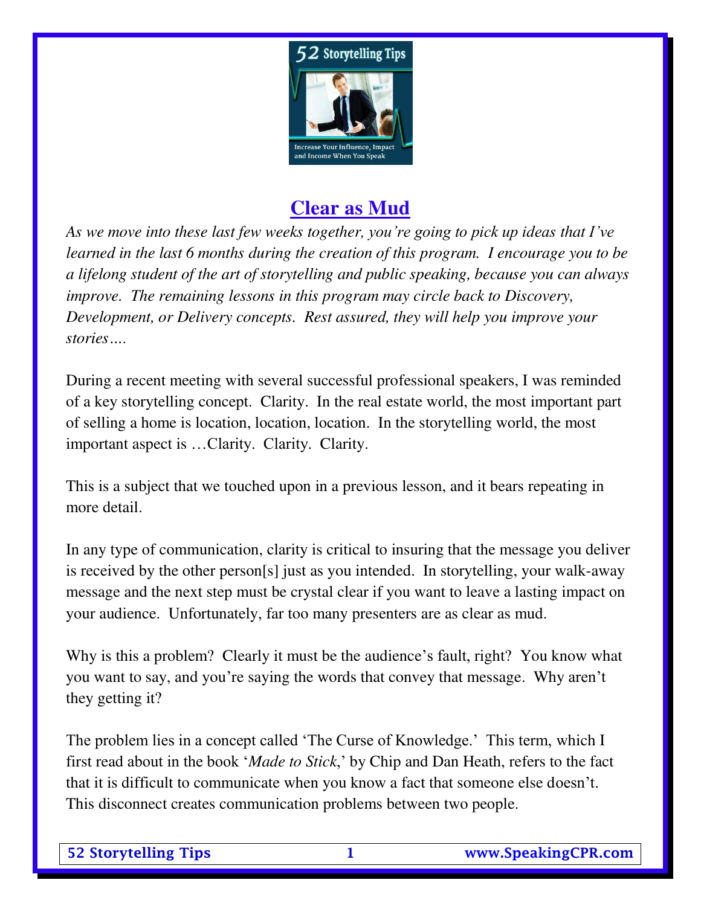# Clear as Mud

*As we move into these last few weeks together, you're going to pick up ideas that I've learned in the last 6 months during the creation of this program. I encourage you to be a lifelong student of the art of storytelling and public speaking, because you can always improve. The remaining lessons in this program may circle back to Discovery, Development, or Delivery concepts. Rest assured, they will help you improve your stories….*

During a recent meeting with several successful professional speakers, I was reminded of a key storytelling concept. Clarity. In the real estate world, the most important part of selling a home is location, location, location. In the storytelling world, the most important aspect is …Clarity. Clarity. Clarity.

This is a subject that we touched upon in a previous lesson, and it bears repeating in more detail.

In any type of communication, clarity is critical to insuring that the message you deliver is received by the other person[s] just as you intended. In storytelling, your walk-away message and the next step must be crystal clear if you want to leave a lasting impact on your audience. Unfortunately, far too many presenters are as clear as mud.

Why is this a problem? Clearly it must be the audience's fault, right? You know what you want to say, and you're saying the words that convey that message. Why aren't they getting it?

The problem lies in a concept called 'The Curse of Knowledge.' This term, which I first read about in the book '*Made to Stick*,' by Chip and Dan Heath, refers to the fact that it is difficult to communicate when you know a fact that someone else doesn't. This disconnect creates communication problems between two people.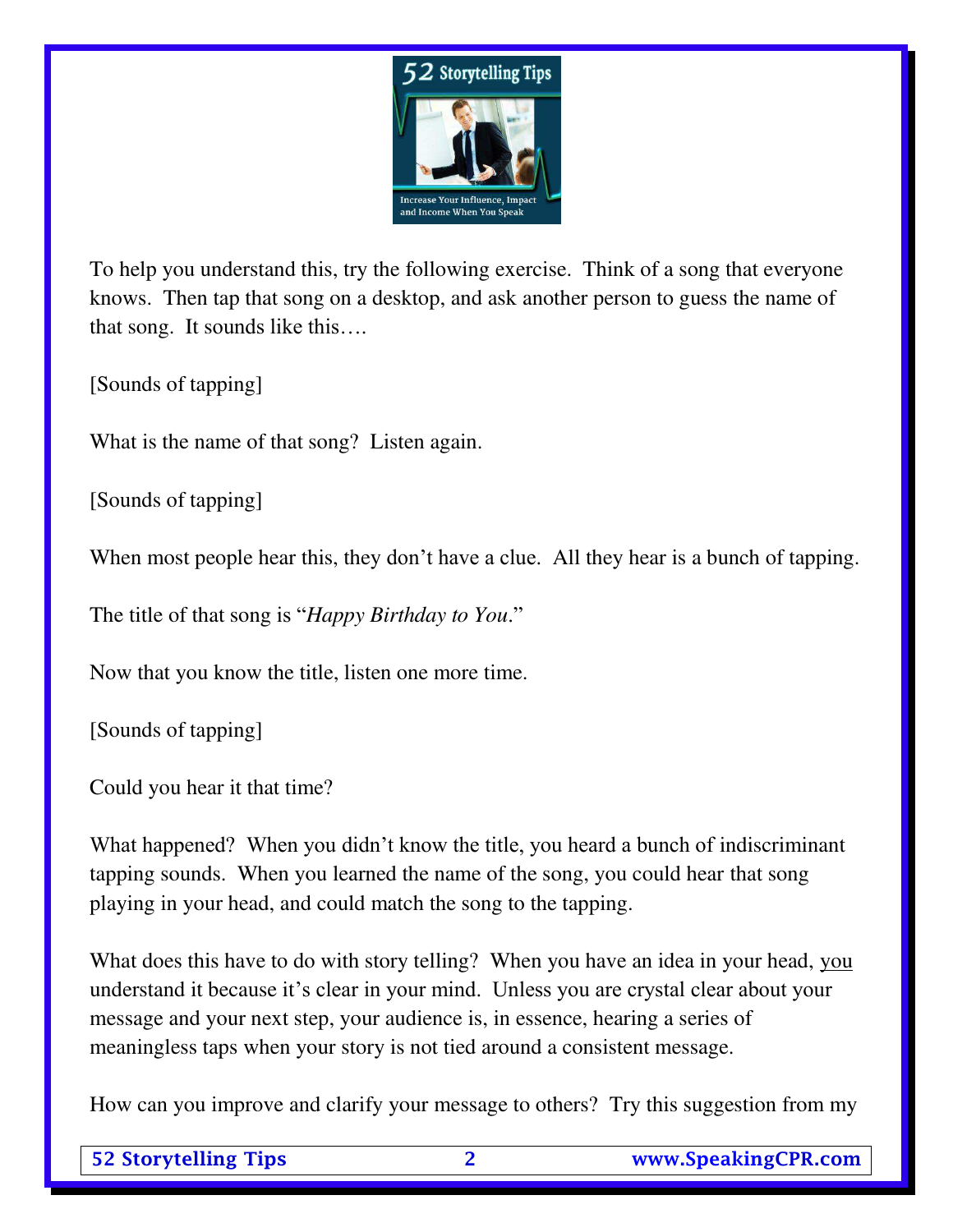To help you understand this, try the following exercise. Think of a song that everyone knows. Then tap that song on a desktop, and ask another person to guess the name of that song. It sounds like this….

[Sounds of tapping]

What is the name of that song? Listen again.

[Sounds of tapping]

When most people hear this, they don't have a clue. All they hear is a bunch of tapping.

The title of that song is "*Happy Birthday to You*."

Now that you know the title, listen one more time.

[Sounds of tapping]

Could you hear it that time?

What happened? When you didn't know the title, you heard a bunch of indiscriminant tapping sounds. When you learned the name of the song, you could hear that song playing in your head, and could match the song to the tapping.

What does this have to do with story telling? When you have an idea in your head, <u>you</u> understand it because it's clear in your mind. Unless you are crystal clear about your message and your next step, your audience is, in essence, hearing a series of meaningless taps when your story is not tied around a consistent message.

How can you improve and clarify your message to others? Try this suggestion from my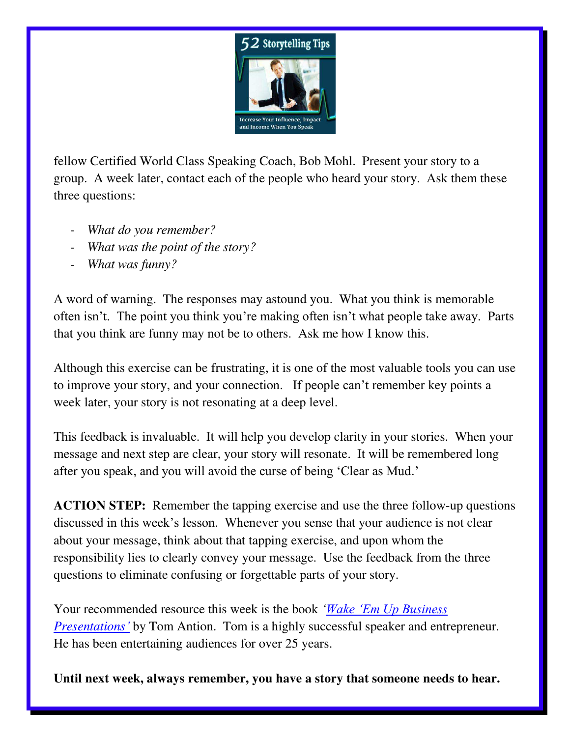fellow Certified World Class Speaking Coach, Bob Mohl. Present your story to a group. A week later, contact each of the people who heard your story. Ask them these three questions:

- *What do you remember?*
- *What was the point of the story?*
- *What was funny?*

A word of warning. The responses may astound you. What you think is memorable often isn't. The point you think you're making often isn't what people take away. Parts that you think are funny may not be to others. Ask me how I know this.

Although this exercise can be frustrating, it is one of the most valuable tools you can use to improve your story, and your connection. If people can't remember key points a week later, your story is not resonating at a deep level.

This feedback is invaluable. It will help you develop clarity in your stories. When your message and next step are clear, your story will resonate. It will be remembered long after you speak, and you will avoid the curse of being 'Clear as Mud.'

**ACTION STEP:** Remember the tapping exercise and use the three follow-up questions discussed in this week's lesson. Whenever you sense that your audience is not clear about your message, think about that tapping exercise, and upon whom the responsibility lies to clearly convey your message. Use the feedback from the three questions to eliminate confusing or forgettable parts of your story.

Your recommended resource this week is the book *'Wake 'Em Up Business Presentations'* by Tom Antion. Tom is a highly successful speaker and entrepreneur. He has been entertaining audiences for over 25 years.

**Until next week, always remember, you have a story that someone needs to hear.**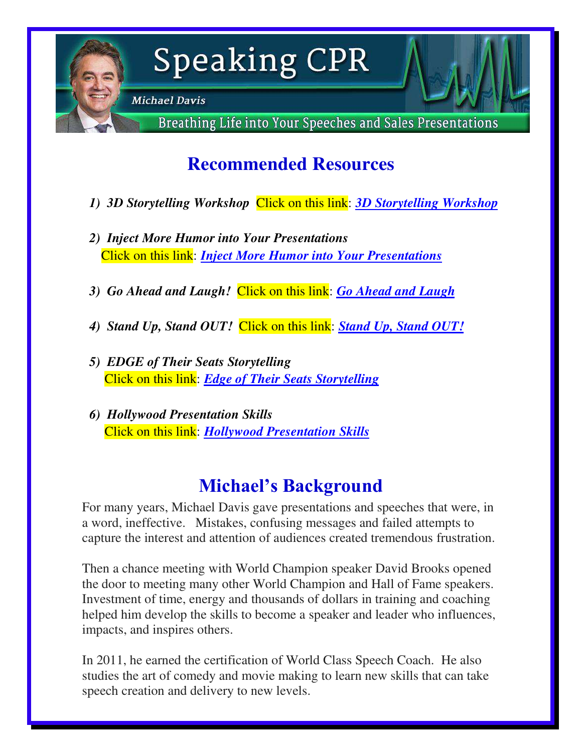# Speaking CPR

*Michael Davis*

Breathing Life into Your Speeches and Sales Presentations

## Recommended Resources

1) ***3D Storytelling Workshop*** Click on this link: ***3D Storytelling Workshop***

2) ***Inject More Humor into Your Presentations***
   Click on this link: ***Inject More Humor into Your Presentations***

3) ***Go Ahead and Laugh!*** Click on this link: ***Go Ahead and Laugh***

4) ***Stand Up, Stand OUT!*** Click on this link: ***Stand Up, Stand OUT!***

5) ***EDGE of Their Seats Storytelling***
   Click on this link: ***Edge of Their Seats Storytelling***

6) ***Hollywood Presentation Skills***
   Click on this link: ***Hollywood Presentation Skills***

## Michael's Background

For many years, Michael Davis gave presentations and speeches that were, in a word, ineffective. Mistakes, confusing messages and failed attempts to capture the interest and attention of audiences created tremendous frustration.

Then a chance meeting with World Champion speaker David Brooks opened the door to meeting many other World Champion and Hall of Fame speakers. Investment of time, energy and thousands of dollars in training and coaching helped him develop the skills to become a speaker and leader who influences, impacts, and inspires others.

In 2011, he earned the certification of World Class Speech Coach. He also studies the art of comedy and movie making to learn new skills that can take speech creation and delivery to new levels.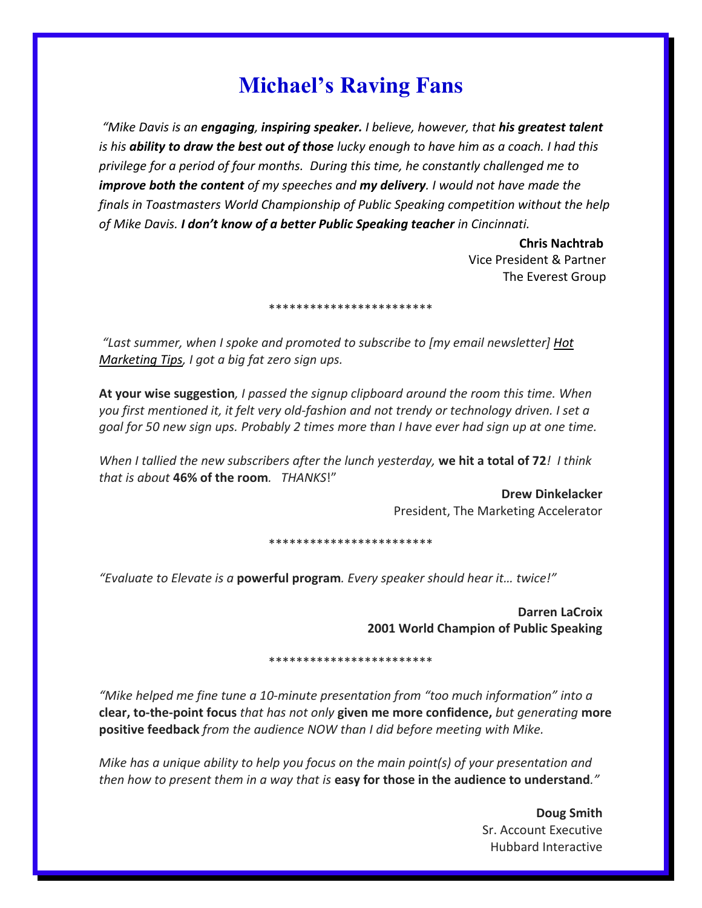# Michael's Raving Fans

*"Mike Davis is an* ***engaging, inspiring speaker.*** *I believe, however, that* ***his greatest talent*** *is his* ***ability to draw the best out of those*** *lucky enough to have him as a coach. I had this privilege for a period of four months. During this time, he constantly challenged me to* ***improve both the content*** *of my speeches and* ***my delivery****. I would not have made the finals in Toastmasters World Championship of Public Speaking competition without the help of Mike Davis.* ***I don't know of a better Public Speaking teacher*** *in Cincinnati.*

**Chris Nachtrab**
Vice President & Partner
The Everest Group

************************

*"Last summer, when I spoke and promoted to subscribe to [my email newsletter] Hot Marketing Tips, I got a big fat zero sign ups.*

**At your wise suggestion***, I passed the signup clipboard around the room this time. When you first mentioned it, it felt very old-fashion and not trendy or technology driven. I set a goal for 50 new sign ups. Probably 2 times more than I have ever had sign up at one time.*

*When I tallied the new subscribers after the lunch yesterday,* **we hit a total of 72***! I think that is about* **46% of the room***. THANKS*!"

**Drew Dinkelacker**
President, The Marketing Accelerator

************************

*"Evaluate to Elevate is a* **powerful program***. Every speaker should hear it… twice!"*

**Darren LaCroix**
**2001 World Champion of Public Speaking**

************************

*"Mike helped me fine tune a 10-minute presentation from "too much information" into a* **clear, to-the-point focus** *that has not only* **given me more confidence,** *but generating* **more positive feedback** *from the audience NOW than I did before meeting with Mike.*

*Mike has a unique ability to help you focus on the main point(s) of your presentation and then how to present them in a way that is* **easy for those in the audience to understand***."*

**Doug Smith**
Sr. Account Executive
Hubbard Interactive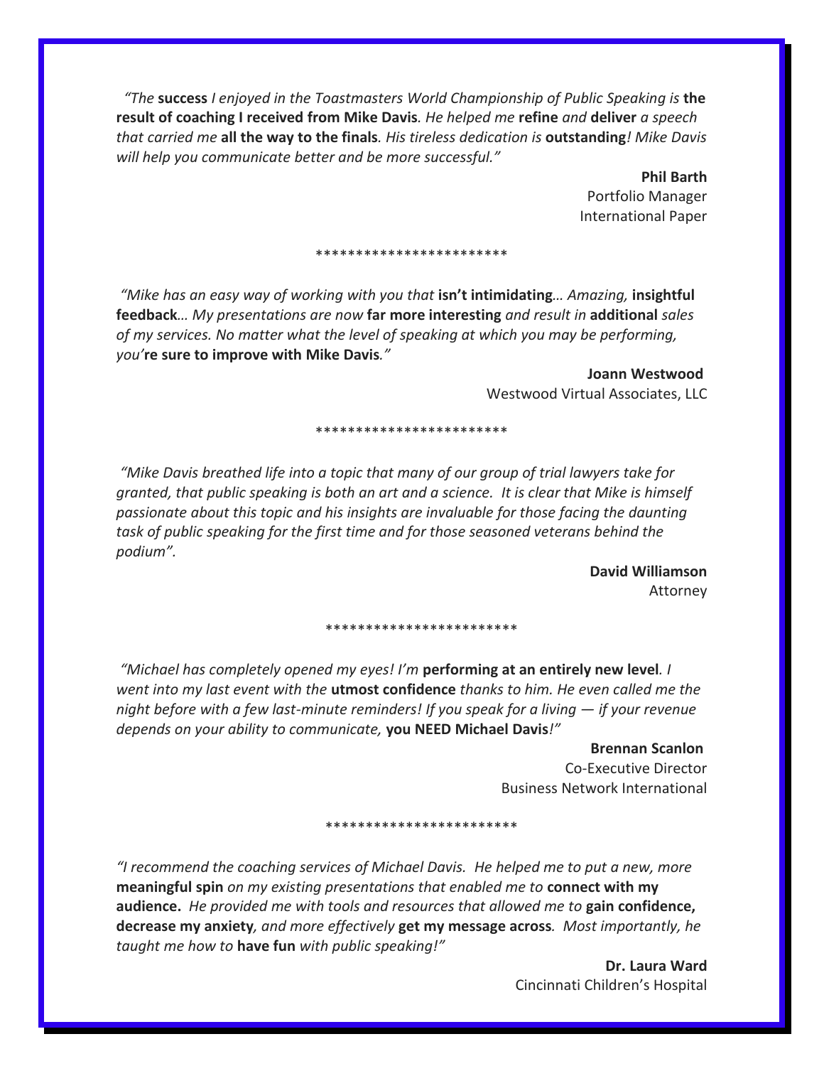*"The* **success** *I enjoyed in the Toastmasters World Championship of Public Speaking is* **the result of coaching I received from Mike Davis***. He helped me* **refine** *and* **deliver** *a speech that carried me* **all the way to the finals***. His tireless dedication is* **outstanding***! Mike Davis will help you communicate better and be more successful."*

**Phil Barth**
Portfolio Manager
International Paper

************************

*"Mike has an easy way of working with you that* **isn't intimidating***… Amazing,* **insightful feedback***… My presentations are now* **far more interesting** *and result in* **additional** *sales of my services. No matter what the level of speaking at which you may be performing, you'***re sure to improve with Mike Davis***."*

**Joann Westwood**
Westwood Virtual Associates, LLC

************************

*"Mike Davis breathed life into a topic that many of our group of trial lawyers take for granted, that public speaking is both an art and a science. It is clear that Mike is himself passionate about this topic and his insights are invaluable for those facing the daunting task of public speaking for the first time and for those seasoned veterans behind the podium".*

**David Williamson**
Attorney

************************

*"Michael has completely opened my eyes! I'm* **performing at an entirely new level***. I went into my last event with the* **utmost confidence** *thanks to him. He even called me the night before with a few last-minute reminders! If you speak for a living — if your revenue depends on your ability to communicate,* **you NEED Michael Davis***!"*

**Brennan Scanlon**
Co-Executive Director
Business Network International

************************

*"I recommend the coaching services of Michael Davis. He helped me to put a new, more* **meaningful spin** *on my existing presentations that enabled me to* **connect with my audience.** *He provided me with tools and resources that allowed me to* **gain confidence, decrease my anxiety***, and more effectively* **get my message across***. Most importantly, he taught me how to* **have fun** *with public speaking!"*

**Dr. Laura Ward**
Cincinnati Children's Hospital